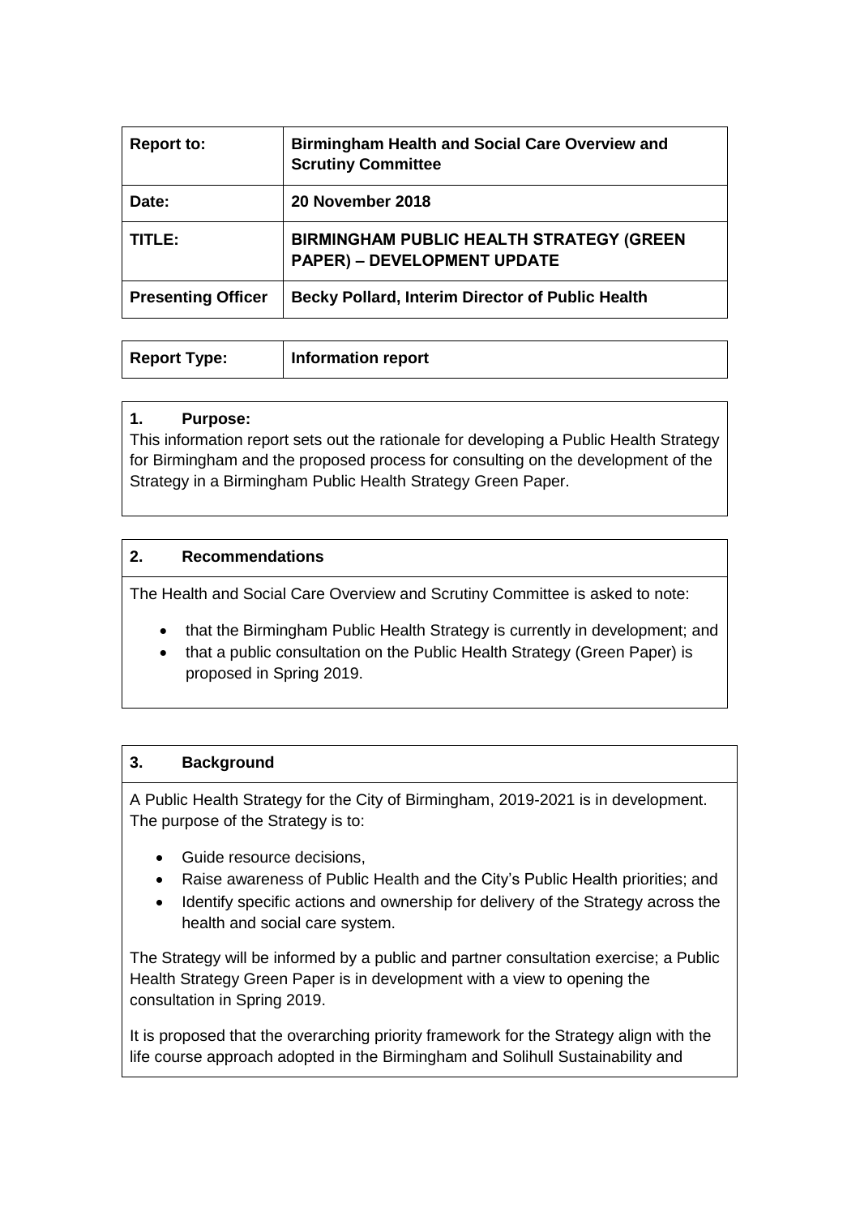| Report to: | Birmingham Health and Social Care Overview and Scrutiny Committee |
| --- | --- |
| Date: | 20 November 2018 |
| TITLE: | BIRMINGHAM PUBLIC HEALTH STRATEGY (GREEN PAPER) – DEVELOPMENT UPDATE |
| Presenting Officer | Becky Pollard, Interim Director of Public Health |

| Report Type: | Information report |
| --- | --- |

## 1. Purpose:

This information report sets out the rationale for developing a Public Health Strategy for Birmingham and the proposed process for consulting on the development of the Strategy in a Birmingham Public Health Strategy Green Paper.

## 2. Recommendations

The Health and Social Care Overview and Scrutiny Committee is asked to note:

- that the Birmingham Public Health Strategy is currently in development; and
- that a public consultation on the Public Health Strategy (Green Paper) is proposed in Spring 2019.

## 3. Background

A Public Health Strategy for the City of Birmingham, 2019-2021 is in development. The purpose of the Strategy is to:

- Guide resource decisions,
- Raise awareness of Public Health and the City's Public Health priorities; and
- Identify specific actions and ownership for delivery of the Strategy across the health and social care system.

The Strategy will be informed by a public and partner consultation exercise; a Public Health Strategy Green Paper is in development with a view to opening the consultation in Spring 2019.

It is proposed that the overarching priority framework for the Strategy align with the life course approach adopted in the Birmingham and Solihull Sustainability and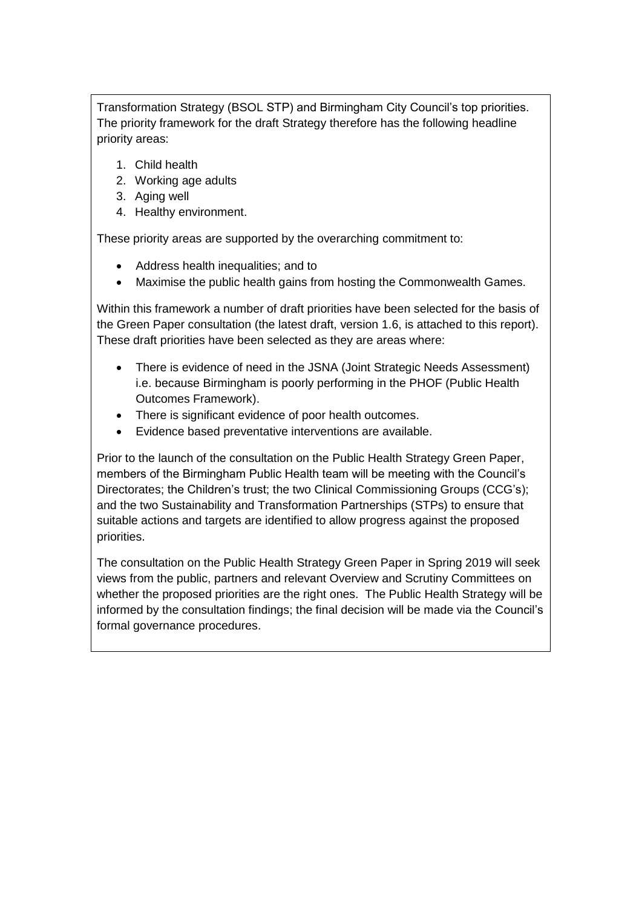Transformation Strategy (BSOL STP) and Birmingham City Council's top priorities. The priority framework for the draft Strategy therefore has the following headline priority areas:

1. Child health
2. Working age adults
3. Aging well
4. Healthy environment.

These priority areas are supported by the overarching commitment to:

- Address health inequalities; and to
- Maximise the public health gains from hosting the Commonwealth Games.

Within this framework a number of draft priorities have been selected for the basis of the Green Paper consultation (the latest draft, version 1.6, is attached to this report). These draft priorities have been selected as they are areas where:

- There is evidence of need in the JSNA (Joint Strategic Needs Assessment) i.e. because Birmingham is poorly performing in the PHOF (Public Health Outcomes Framework).
- There is significant evidence of poor health outcomes.
- Evidence based preventative interventions are available.

Prior to the launch of the consultation on the Public Health Strategy Green Paper, members of the Birmingham Public Health team will be meeting with the Council's Directorates; the Children's trust; the two Clinical Commissioning Groups (CCG's); and the two Sustainability and Transformation Partnerships (STPs) to ensure that suitable actions and targets are identified to allow progress against the proposed priorities.

The consultation on the Public Health Strategy Green Paper in Spring 2019 will seek views from the public, partners and relevant Overview and Scrutiny Committees on whether the proposed priorities are the right ones. The Public Health Strategy will be informed by the consultation findings; the final decision will be made via the Council's formal governance procedures.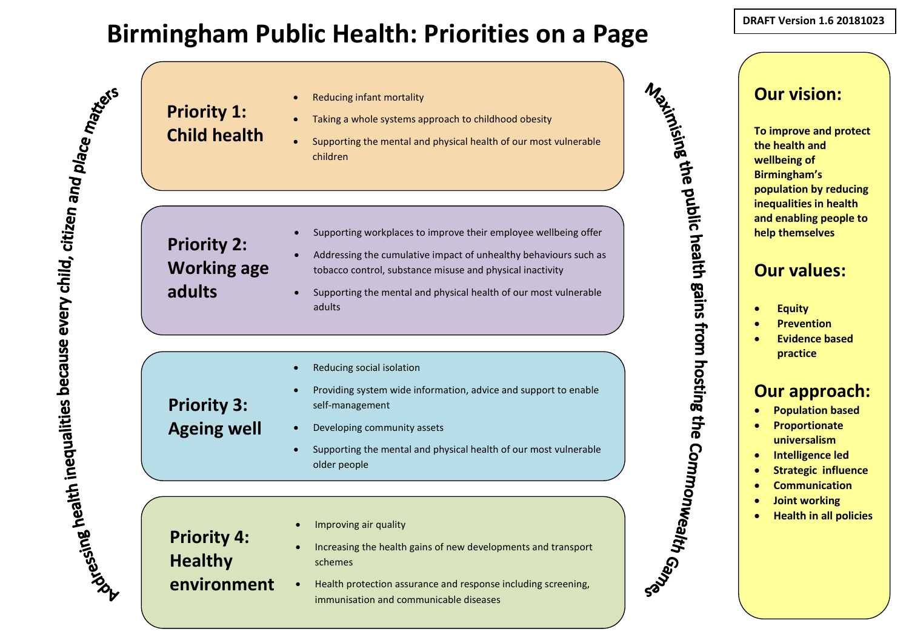DRAFT Version 1.6 20181023

# Birmingham Public Health: Priorities on a Page

Addressing health inequalities because every child, citizen and place matters

## Priority 1: Child health

- Reducing infant mortality
- Taking a whole systems approach to childhood obesity
- Supporting the mental and physical health of our most vulnerable children

## Priority 2: Working age adults

- Supporting workplaces to improve their employee wellbeing offer
- Addressing the cumulative impact of unhealthy behaviours such as tobacco control, substance misuse and physical inactivity
- Supporting the mental and physical health of our most vulnerable adults

## Priority 3: Ageing well

- Reducing social isolation
- Providing system wide information, advice and support to enable self-management
- Developing community assets
- Supporting the mental and physical health of our most vulnerable older people

## Priority 4: Healthy environment

- Improving air quality
- Increasing the health gains of new developments and transport schemes
- Health protection assurance and response including screening, immunisation and communicable diseases

Maximising the public health gains from hosting the Commonwealth Games

## Our vision:

**To improve and protect the health and wellbeing of Birmingham's population by reducing inequalities in health and enabling people to help themselves**

## Our values:

- **Equity**
- **Prevention**
- **Evidence based practice**

## Our approach:

- **Population based**
- **Proportionate universalism**
- **Intelligence led**
- **Strategic influence**
- **Communication**
- **Joint working**
- **Health in all policies**